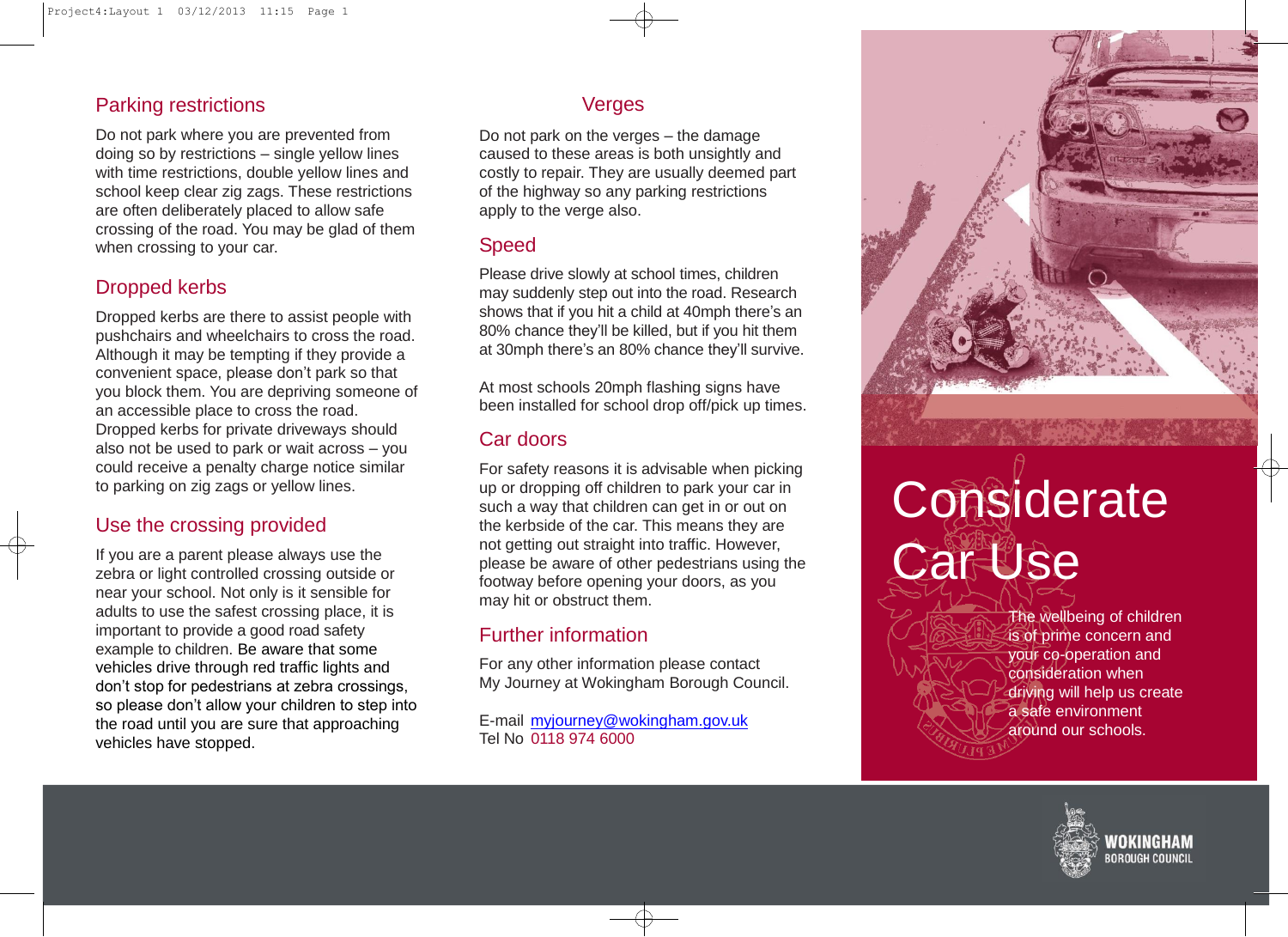## Parking restrictions

Do not park where you are prevented from doing so by restrictions – single yellow lines with time restrictions, double yellow lines and school keep clear zig zags. These restrictions are often deliberately placed to allow safe crossing of the road. You may be glad of them when crossing to your car.

## Dropped kerbs

Dropped kerbs are there to assist people with pushchairs and wheelchairs to cross the road. Although it may be tempting if they provide a convenient space, please don't park so that you block them. You are depriving someone of an accessible place to cross the road. Dropped kerbs for private driveways should also not be used to park or wait across – you could receive a penalty charge notice similar to parking on zig zags or yellow lines.

## Use the crossing provided

If you are a parent please always use the zebra or light controlled crossing outside or near your school. Not only is it sensible for adults to use the safest crossing place, it is important to provide a good road safety example to children. Be aware that some vehicles drive through red traffic lights and don't stop for pedestrians at zebra crossings, so please don't allow your children to step into the road until you are sure that approaching vehicles have stopped.

## Verges

Do not park on the verges – the damage caused to these areas is both unsightly and costly to repair. They are usually deemed part of the highway so any parking restrictions apply to the verge also.

## Speed

Please drive slowly at school times, children may suddenly step out into the road. Research shows that if you hit a child at 40mph there's an 80% chance they'll be killed, but if you hit them at 30mph there's an 80% chance they'll survive.

At most schools 20mph flashing signs have been installed for school drop off/pick up times.

## Car doors

For safety reasons it is advisable when picking up or dropping off children to park your car in such a way that children can get in or out on the kerbside of the car. This means they are not getting out straight into traffic. However, please be aware of other pedestrians using the footway before opening your doors, as you may hit or obstruct them.

## Further information

For any other information please contact My Journey at Wokingham Borough Council.

E-mail myjourney@wokingham.gov.uk
Tel No 0118 974 6000

# Considerate Car Use

The wellbeing of children is of prime concern and your co-operation and consideration when driving will help us create a safe environment around our schools.

WOKINGHAM BOROUGH COUNCIL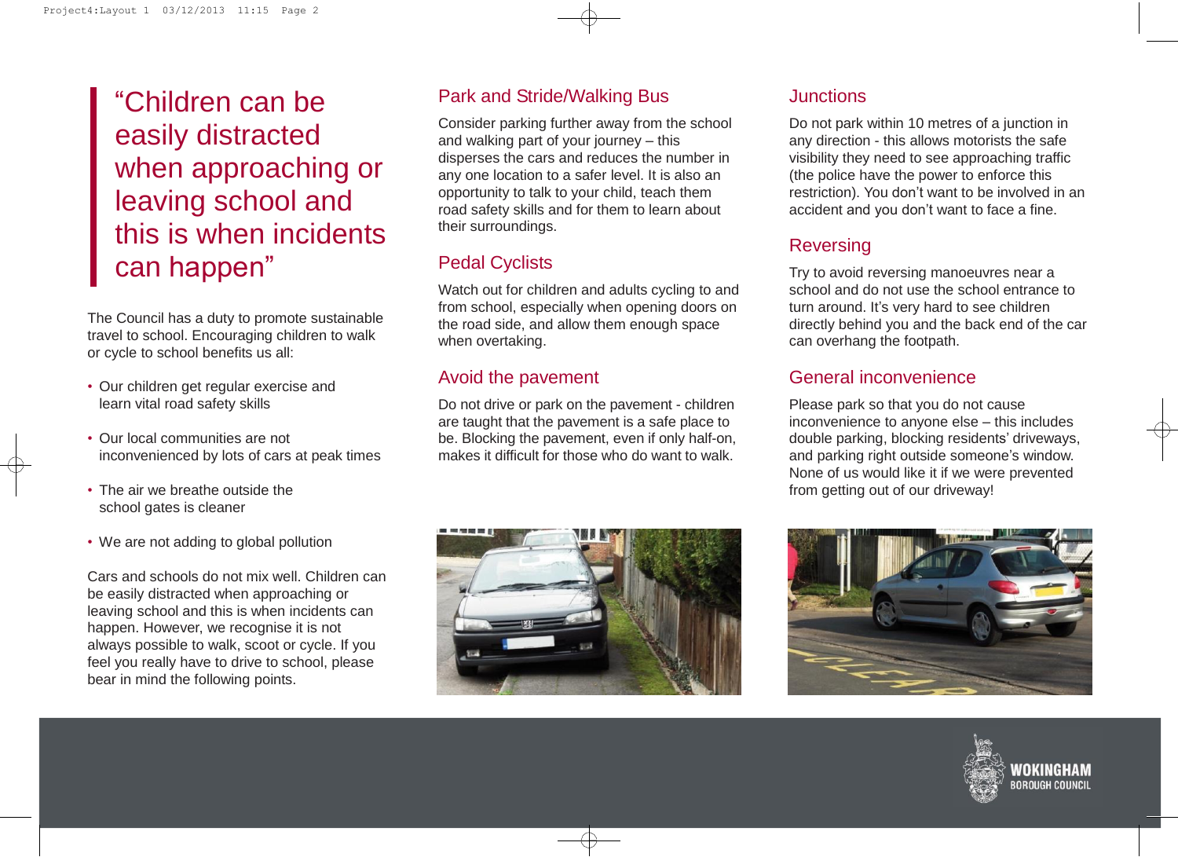> "Children can be easily distracted when approaching or leaving school and this is when incidents can happen"

The Council has a duty to promote sustainable travel to school. Encouraging children to walk or cycle to school benefits us all:

- Our children get regular exercise and learn vital road safety skills
- Our local communities are not inconvenienced by lots of cars at peak times
- The air we breathe outside the school gates is cleaner
- We are not adding to global pollution

Cars and schools do not mix well. Children can be easily distracted when approaching or leaving school and this is when incidents can happen. However, we recognise it is not always possible to walk, scoot or cycle. If you feel you really have to drive to school, please bear in mind the following points.

## Park and Stride/Walking Bus

Consider parking further away from the school and walking part of your journey – this disperses the cars and reduces the number in any one location to a safer level. It is also an opportunity to talk to your child, teach them road safety skills and for them to learn about their surroundings.

## Pedal Cyclists

Watch out for children and adults cycling to and from school, especially when opening doors on the road side, and allow them enough space when overtaking.

## Avoid the pavement

Do not drive or park on the pavement - children are taught that the pavement is a safe place to be. Blocking the pavement, even if only half-on, makes it difficult for those who do want to walk.

## Junctions

Do not park within 10 metres of a junction in any direction - this allows motorists the safe visibility they need to see approaching traffic (the police have the power to enforce this restriction). You don't want to be involved in an accident and you don't want to face a fine.

## Reversing

Try to avoid reversing manoeuvres near a school and do not use the school entrance to turn around. It's very hard to see children directly behind you and the back end of the car can overhang the footpath.

## General inconvenience

Please park so that you do not cause inconvenience to anyone else – this includes double parking, blocking residents' driveways, and parking right outside someone's window. None of us would like it if we were prevented from getting out of our driveway!

WOKINGHAM BOROUGH COUNCIL